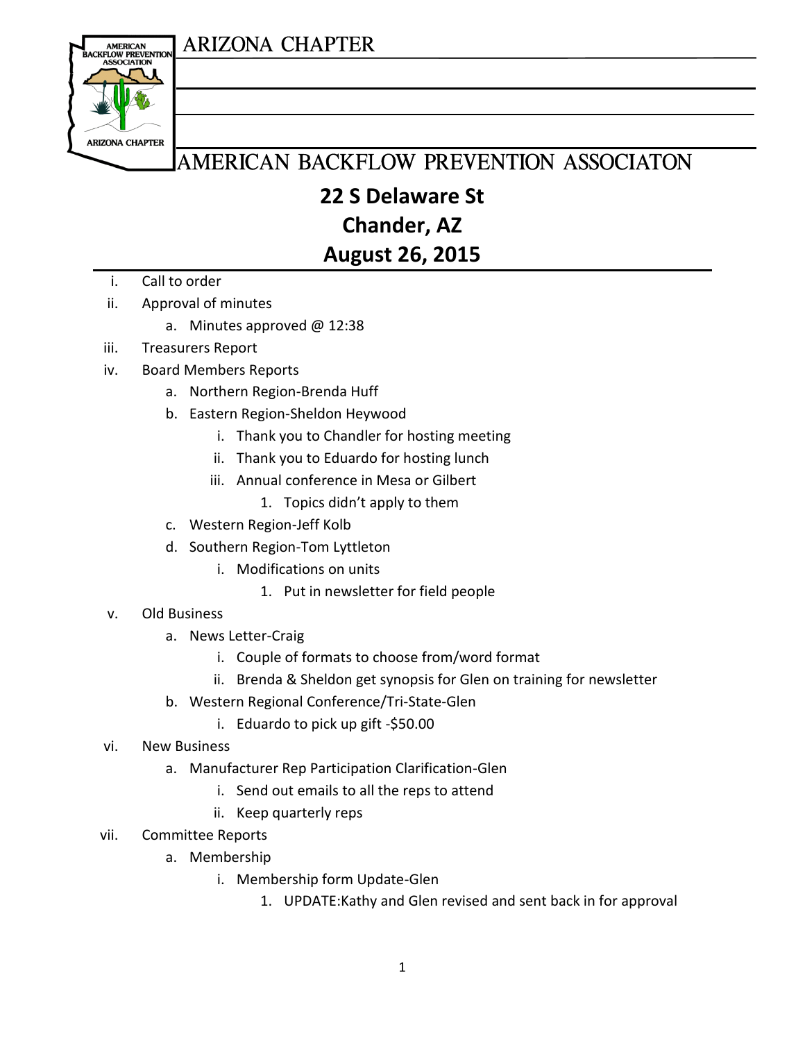# ARIZONA CHAPTER

# AMERICAN BACKFLOW PREVENTION ASSOCIATON

## 22 S Delaware St
## Chander, AZ
## August 26, 2015

i. Call to order
ii. Approval of minutes
    a. Minutes approved @ 12:38
iii. Treasurers Report
iv. Board Members Reports
    a. Northern Region-Brenda Huff
    b. Eastern Region-Sheldon Heywood
        i. Thank you to Chandler for hosting meeting
        ii. Thank you to Eduardo for hosting lunch
        iii. Annual conference in Mesa or Gilbert
            1. Topics didn't apply to them
    c. Western Region-Jeff Kolb
    d. Southern Region-Tom Lyttleton
        i. Modifications on units
            1. Put in newsletter for field people
v. Old Business
    a. News Letter-Craig
        i. Couple of formats to choose from/word format
        ii. Brenda & Sheldon get synopsis for Glen on training for newsletter
    b. Western Regional Conference/Tri-State-Glen
        i. Eduardo to pick up gift -$50.00
vi. New Business
    a. Manufacturer Rep Participation Clarification-Glen
        i. Send out emails to all the reps to attend
        ii. Keep quarterly reps
vii. Committee Reports
    a. Membership
        i. Membership form Update-Glen
            1. UPDATE:Kathy and Glen revised and sent back in for approval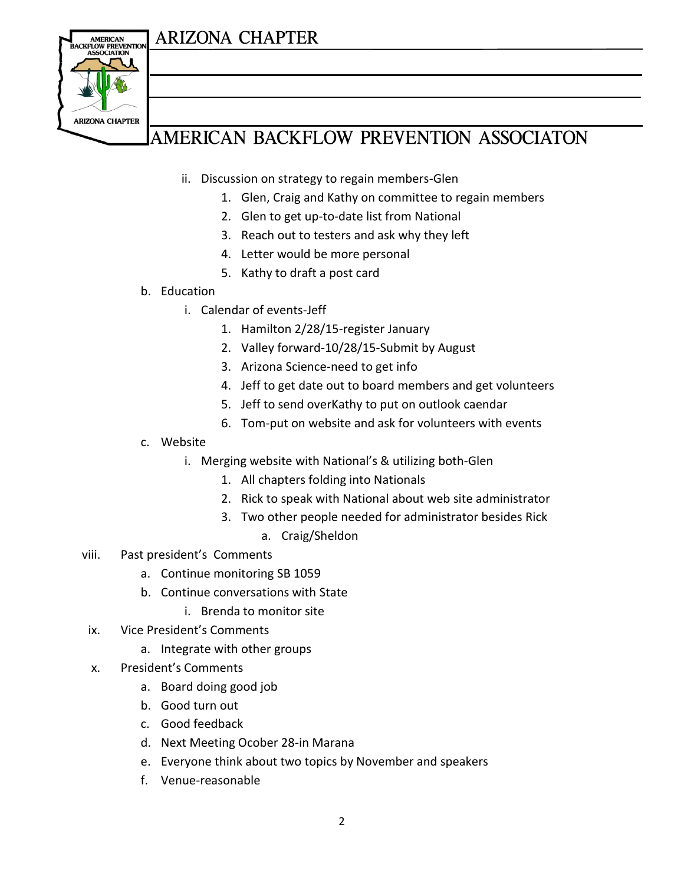ii. Discussion on strategy to regain members-Glen
    1. Glen, Craig and Kathy on committee to regain members
    2. Glen to get up-to-date list from National
    3. Reach out to testers and ask why they left
    4. Letter would be more personal
    5. Kathy to draft a post card

b. Education
   i. Calendar of events-Jeff
      1. Hamilton 2/28/15-register January
      2. Valley forward-10/28/15-Submit by August
      3. Arizona Science-need to get info
      4. Jeff to get date out to board members and get volunteers
      5. Jeff to send overKathy to put on outlook caendar
      6. Tom-put on website and ask for volunteers with events

c. Website
   i. Merging website with National's & utilizing both-Glen
      1. All chapters folding into Nationals
      2. Rick to speak with National about web site administrator
      3. Two other people needed for administrator besides Rick
         a. Craig/Sheldon

viii. Past president's Comments
   a. Continue monitoring SB 1059
   b. Continue conversations with State
      i. Brenda to monitor site

ix. Vice President's Comments
   a. Integrate with other groups

x. President's Comments
   a. Board doing good job
   b. Good turn out
   c. Good feedback
   d. Next Meeting Ocober 28-in Marana
   e. Everyone think about two topics by November and speakers
   f. Venue-reasonable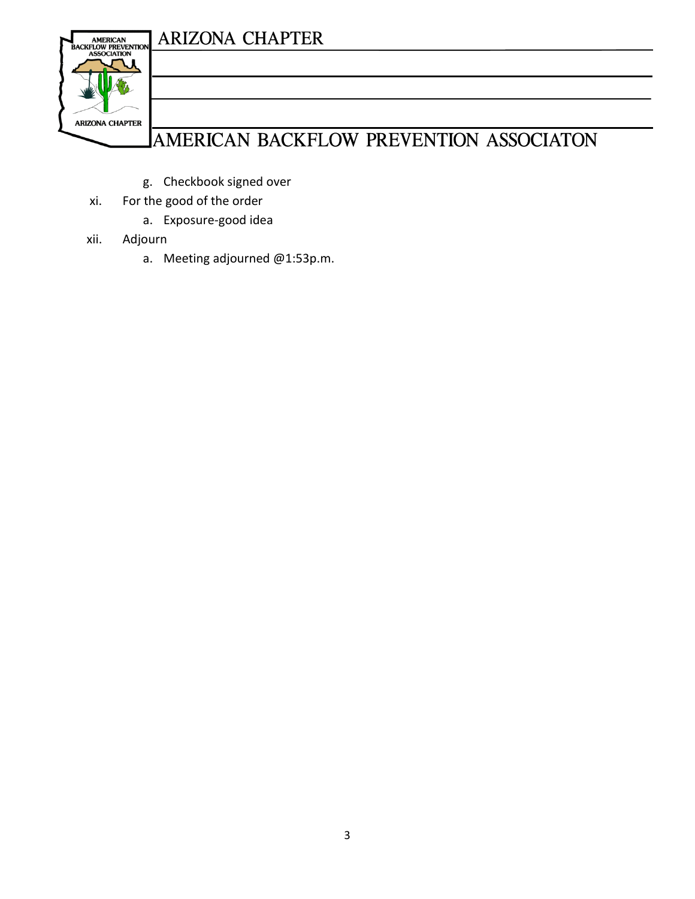g. Checkbook signed over

xi. For the good of the order

a. Exposure-good idea

xii. Adjourn

a. Meeting adjourned @1:53p.m.